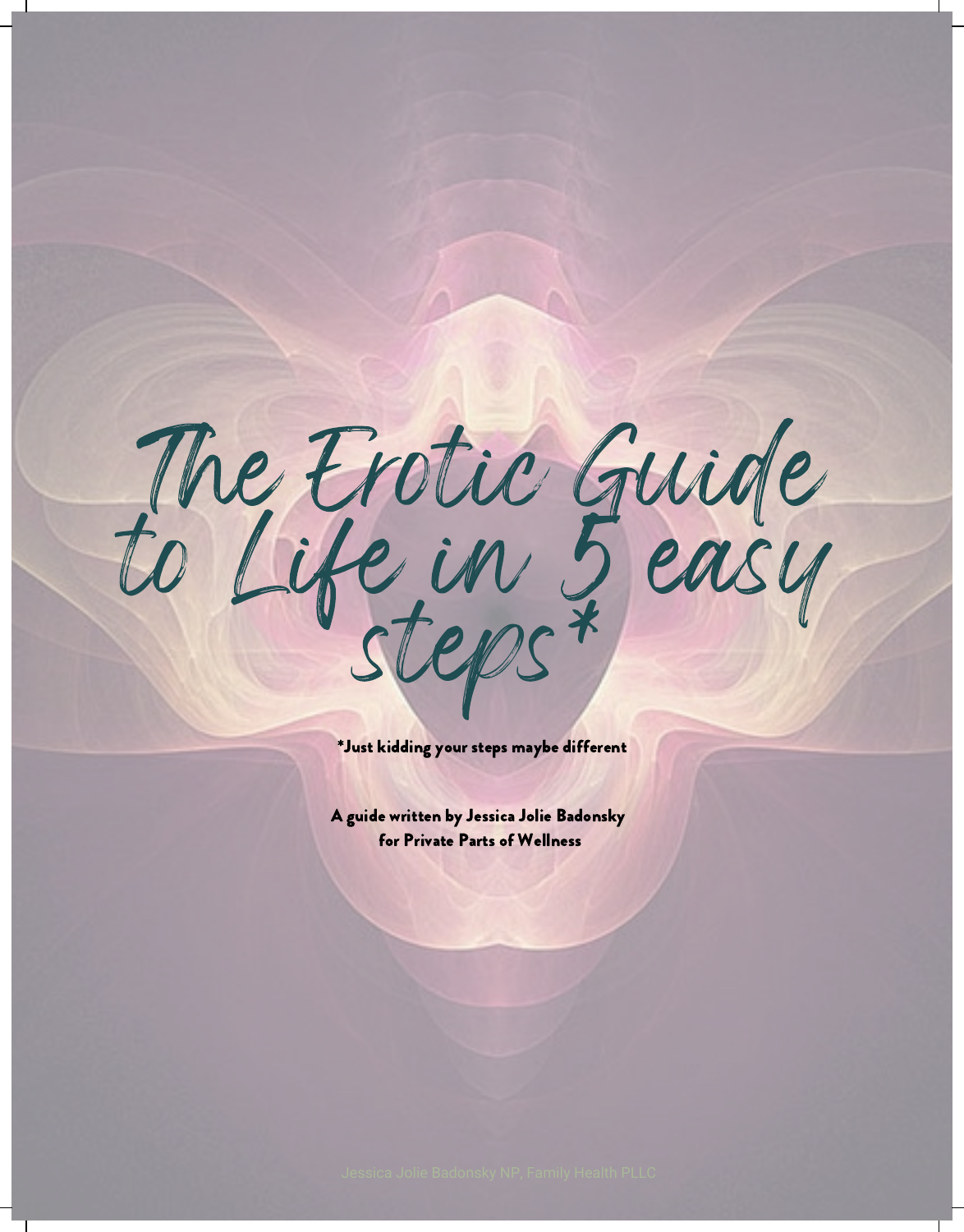# The Erotic Guide to Life in 5 easy steps*

*Just kidding your steps maybe different

A guide written by Jessica Jolie Badonsky for Private Parts of Wellness

Jessica Jolie Badonsky NP, Family Health PLLC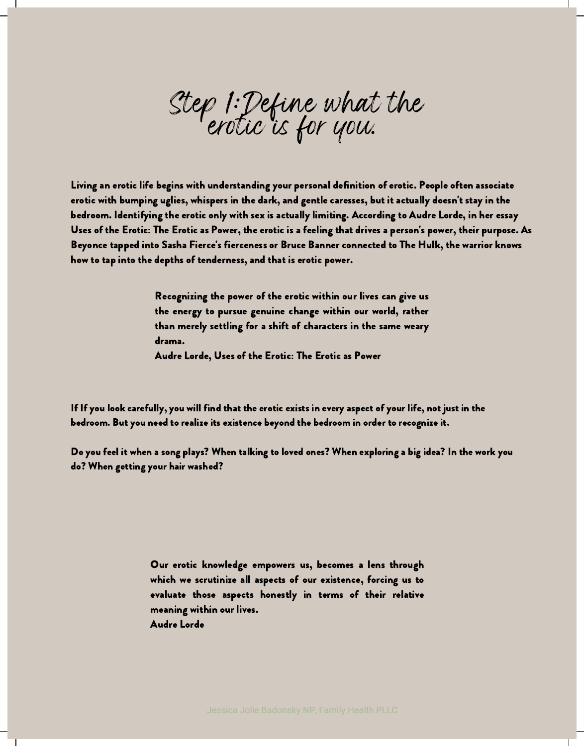# Step 1: Define what the erotic is for you.

Living an erotic life begins with understanding your personal definition of erotic. People often associate erotic with bumping uglies, whispers in the dark, and gentle caresses, but it actually doesn't stay in the bedroom. Identifying the erotic only with sex is actually limiting. According to Audre Lorde, in her essay Uses of the Erotic: The Erotic as Power, the erotic is a feeling that drives a person's power, their purpose. As Beyonce tapped into Sasha Fierce's fierceness or Bruce Banner connected to The Hulk, the warrior knows how to tap into the depths of tenderness, and that is erotic power.

> Recognizing the power of the erotic within our lives can give us the energy to pursue genuine change within our world, rather than merely settling for a shift of characters in the same weary drama.
> Audre Lorde, Uses of the Erotic: The Erotic as Power

If If you look carefully, you will find that the erotic exists in every aspect of your life, not just in the bedroom. But you need to realize its existence beyond the bedroom in order to recognize it.

Do you feel it when a song plays? When talking to loved ones? When exploring a big idea? In the work you do? When getting your hair washed?

> Our erotic knowledge empowers us, becomes a lens through which we scrutinize all aspects of our existence, forcing us to evaluate those aspects honestly in terms of their relative meaning within our lives.
> Audre Lorde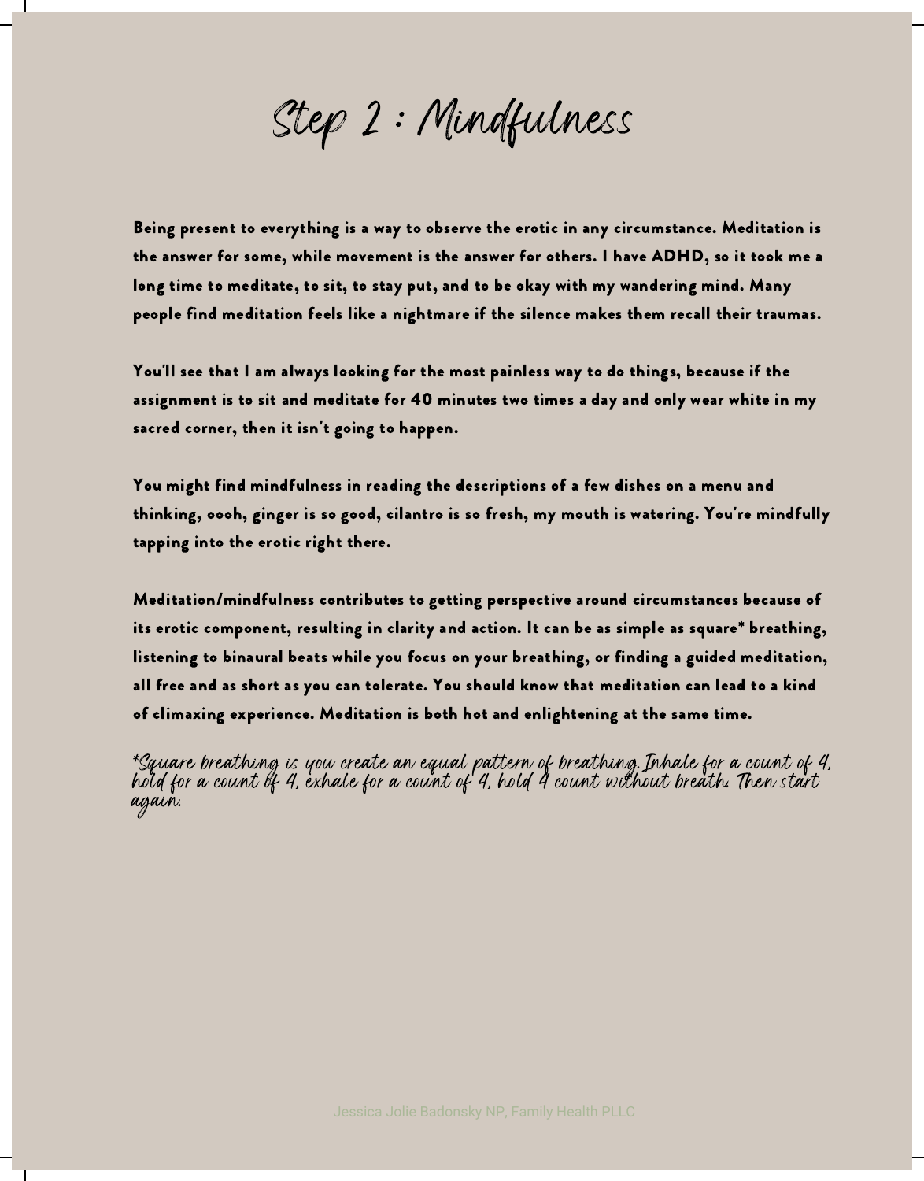# Step 2 : Mindfulness

Being present to everything is a way to observe the erotic in any circumstance. Meditation is the answer for some, while movement is the answer for others. I have ADHD, so it took me a long time to meditate, to sit, to stay put, and to be okay with my wandering mind. Many people find meditation feels like a nightmare if the silence makes them recall their traumas.

You'll see that I am always looking for the most painless way to do things, because if the assignment is to sit and meditate for 40 minutes two times a day and only wear white in my sacred corner, then it isn't going to happen.

You might find mindfulness in reading the descriptions of a few dishes on a menu and thinking, oooh, ginger is so good, cilantro is so fresh, my mouth is watering. You're mindfully tapping into the erotic right there.

Meditation/mindfulness contributes to getting perspective around circumstances because of its erotic component, resulting in clarity and action. It can be as simple as square* breathing, listening to binaural beats while you focus on your breathing, or finding a guided meditation, all free and as short as you can tolerate. You should know that meditation can lead to a kind of climaxing experience. Meditation is both hot and enlightening at the same time.

*Square breathing is you create an equal pattern of breathing. Inhale for a count of 4, hold for a count of 4, exhale for a count of 4, hold 4 count without breath. Then start again.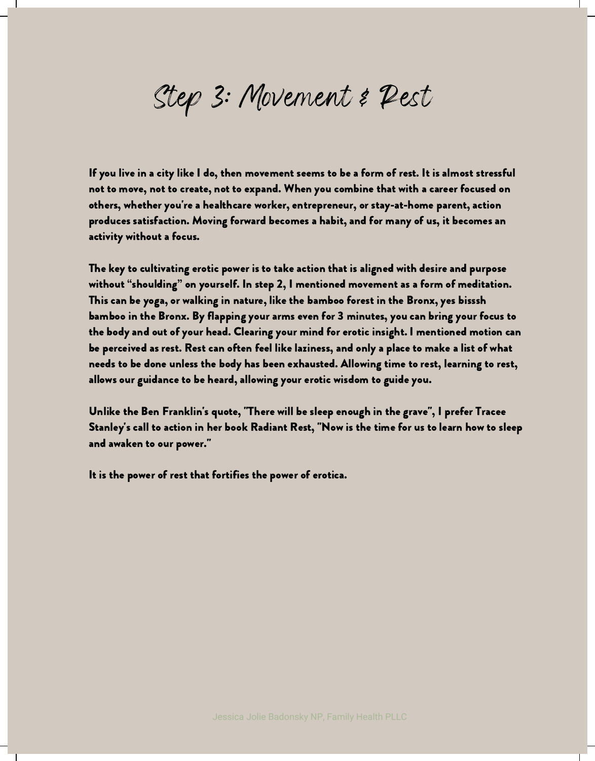# Step 3: Movement & Rest

**If you live in a city like I do, then movement seems to be a form of rest. It is almost stressful not to move, not to create, not to expand. When you combine that with a career focused on others, whether you're a healthcare worker, entrepreneur, or stay-at-home parent, action produces satisfaction. Moving forward becomes a habit, and for many of us, it becomes an activity without a focus.**

**The key to cultivating erotic power is to take action that is aligned with desire and purpose without "shoulding" on yourself. In step 2, I mentioned movement as a form of meditation. This can be yoga, or walking in nature, like the bamboo forest in the Bronx, yes bisssh bamboo in the Bronx. By flapping your arms even for 3 minutes, you can bring your focus to the body and out of your head. Clearing your mind for erotic insight. I mentioned motion can be perceived as rest. Rest can often feel like laziness, and only a place to make a list of what needs to be done unless the body has been exhausted. Allowing time to rest, learning to rest, allows our guidance to be heard, allowing your erotic wisdom to guide you.**

**Unlike the Ben Franklin's quote, "There will be sleep enough in the grave", I prefer Tracee Stanley's call to action in her book Radiant Rest, "Now is the time for us to learn how to sleep and awaken to our power."**

**It is the power of rest that fortifies the power of erotica.**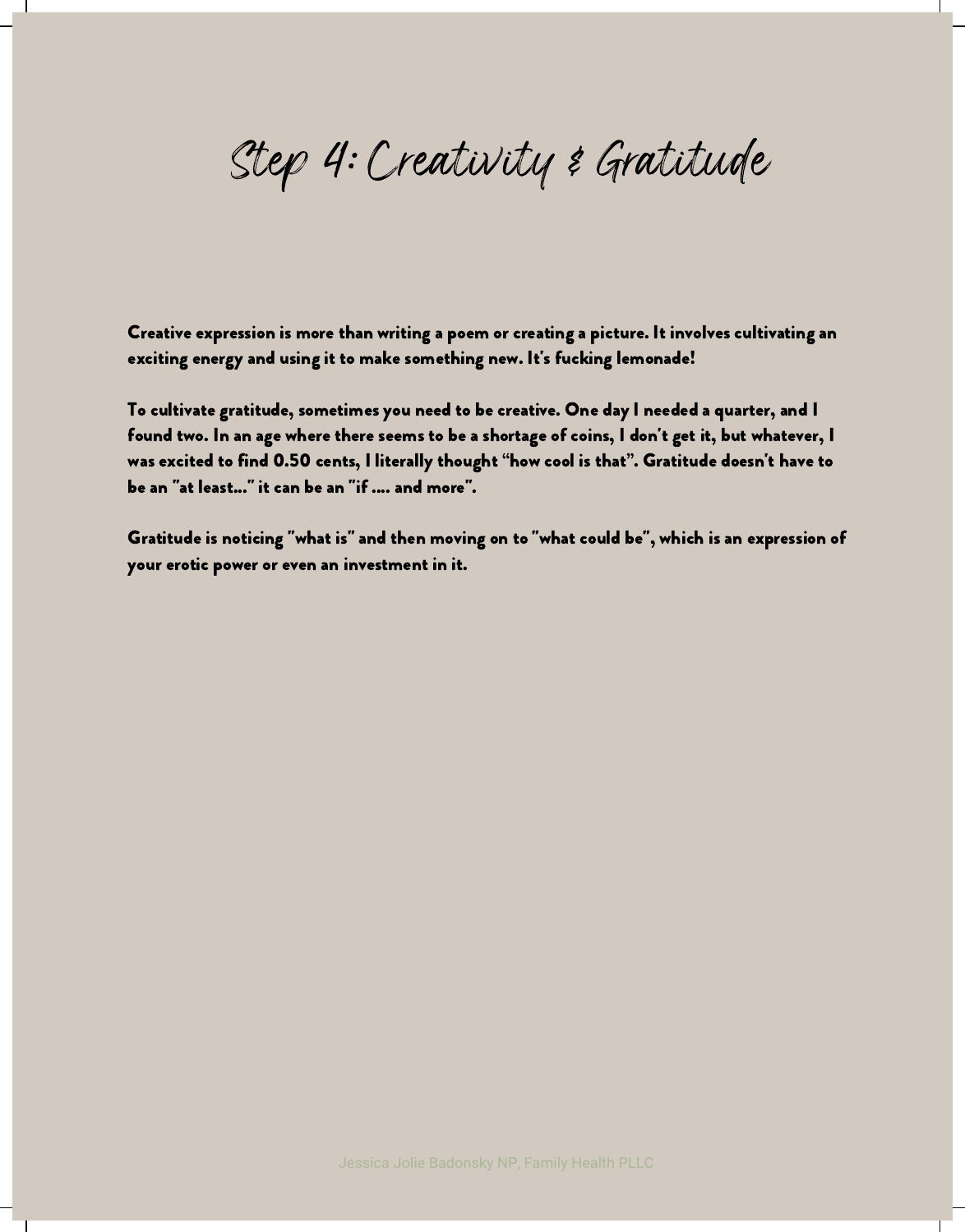# Step 4: Creativity & Gratitude

**Creative expression is more than writing a poem or creating a picture. It involves cultivating an exciting energy and using it to make something new. It's fucking lemonade!**

**To cultivate gratitude, sometimes you need to be creative. One day I needed a quarter, and I found two. In an age where there seems to be a shortage of coins, I don't get it, but whatever, I was excited to find 0.50 cents, I literally thought "how cool is that". Gratitude doesn't have to be an "at least..." it can be an "if .... and more".**

**Gratitude is noticing "what is" and then moving on to "what could be", which is an expression of your erotic power or even an investment in it.**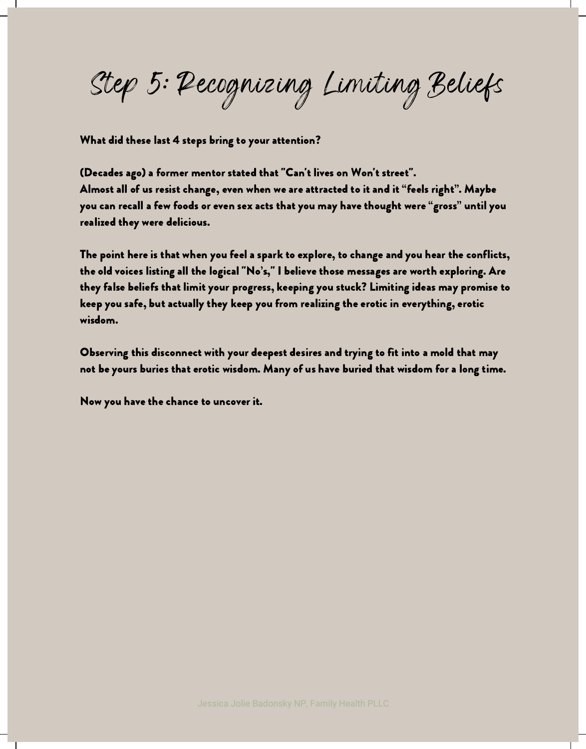# Step 5: Recognizing Limiting Beliefs

**What did these last 4 steps bring to your attention?**

**(Decades ago) a former mentor stated that "Can't lives on Won't street".**
**Almost all of us resist change, even when we are attracted to it and it "feels right". Maybe you can recall a few foods or even sex acts that you may have thought were "gross" until you realized they were delicious.**

**The point here is that when you feel a spark to explore, to change and you hear the conflicts, the old voices listing all the logical "No's," I believe those messages are worth exploring. Are they false beliefs that limit your progress, keeping you stuck? Limiting ideas may promise to keep you safe, but actually they keep you from realizing the erotic in everything, erotic wisdom.**

**Observing this disconnect with your deepest desires and trying to fit into a mold that may not be yours buries that erotic wisdom. Many of us have buried that wisdom for a long time.**

**Now you have the chance to uncover it.**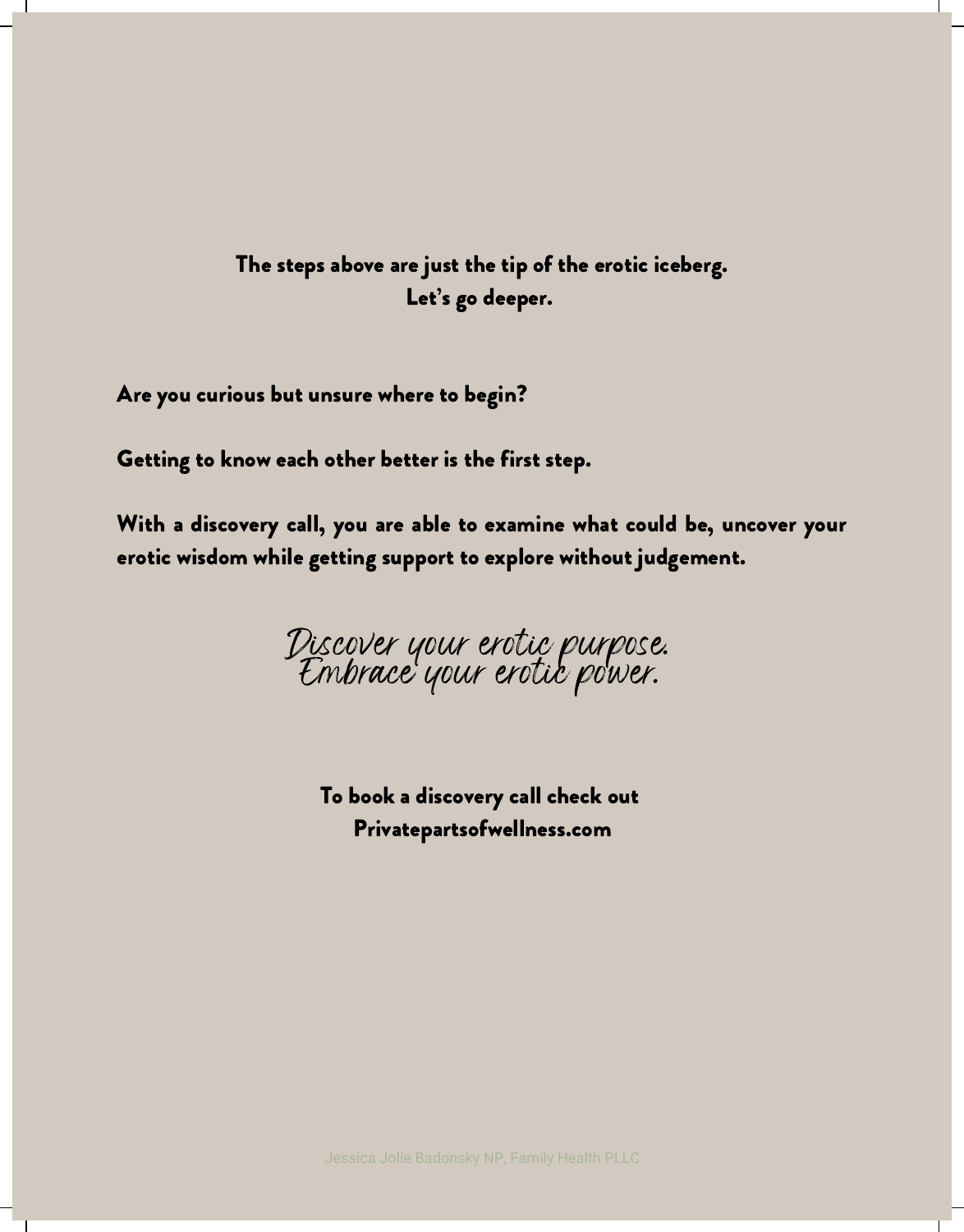**The steps above are just the tip of the erotic iceberg.**
**Let's go deeper.**

**Are you curious but unsure where to begin?**

**Getting to know each other better is the first step.**

**With a discovery call, you are able to examine what could be, uncover your erotic wisdom while getting support to explore without judgement.**

*Discover your erotic purpose.*
*Embrace your erotic power.*

**To book a discovery call check out**
**Privatepartsofwellness.com**

Jessica Jolie Badonsky NP, Family Health PLLC